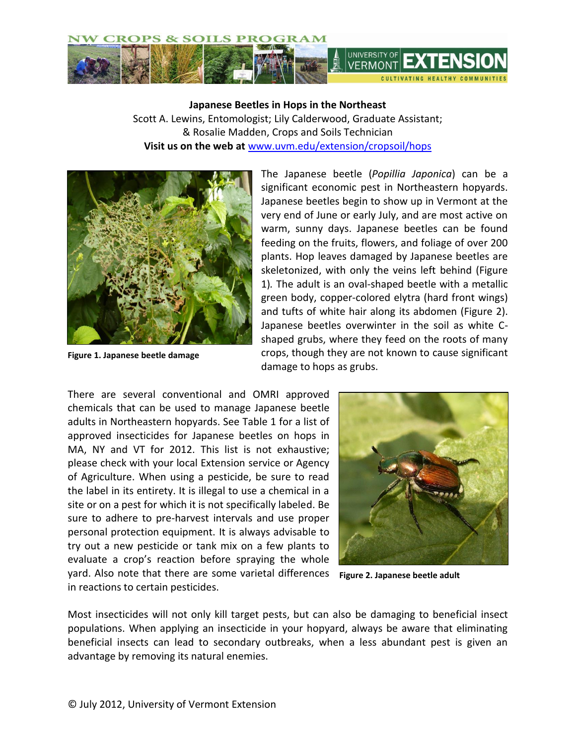# Japanese Beetles in Hops in the Northeast

Scott A. Lewins, Entomologist; Lily Calderwood, Graduate Assistant; & Rosalie Madden, Crops and Soils Technician

**Visit us on the web at** [www.uvm.edu/extension/cropsoil/hops](www.uvm.edu/extension/cropsoil/hops)

**Figure 1. Japanese beetle damage**

The Japanese beetle (*Popillia Japonica*) can be a significant economic pest in Northeastern hopyards. Japanese beetles begin to show up in Vermont at the very end of June or early July, and are most active on warm, sunny days. Japanese beetles can be found feeding on the fruits, flowers, and foliage of over 200 plants. Hop leaves damaged by Japanese beetles are skeletonized, with only the veins left behind (Figure 1). The adult is an oval-shaped beetle with a metallic green body, copper-colored elytra (hard front wings) and tufts of white hair along its abdomen (Figure 2). Japanese beetles overwinter in the soil as white C-shaped grubs, where they feed on the roots of many crops, though they are not known to cause significant damage to hops as grubs.

There are several conventional and OMRI approved chemicals that can be used to manage Japanese beetle adults in Northeastern hopyards. See Table 1 for a list of approved insecticides for Japanese beetles on hops in MA, NY and VT for 2012. This list is not exhaustive; please check with your local Extension service or Agency of Agriculture. When using a pesticide, be sure to read the label in its entirety. It is illegal to use a chemical in a site or on a pest for which it is not specifically labeled. Be sure to adhere to pre-harvest intervals and use proper personal protection equipment. It is always advisable to try out a new pesticide or tank mix on a few plants to evaluate a crop's reaction before spraying the whole yard. Also note that there are some varietal differences in reactions to certain pesticides.

**Figure 2. Japanese beetle adult**

Most insecticides will not only kill target pests, but can also be damaging to beneficial insect populations. When applying an insecticide in your hopyard, always be aware that eliminating beneficial insects can lead to secondary outbreaks, when a less abundant pest is given an advantage by removing its natural enemies.

© July 2012, University of Vermont Extension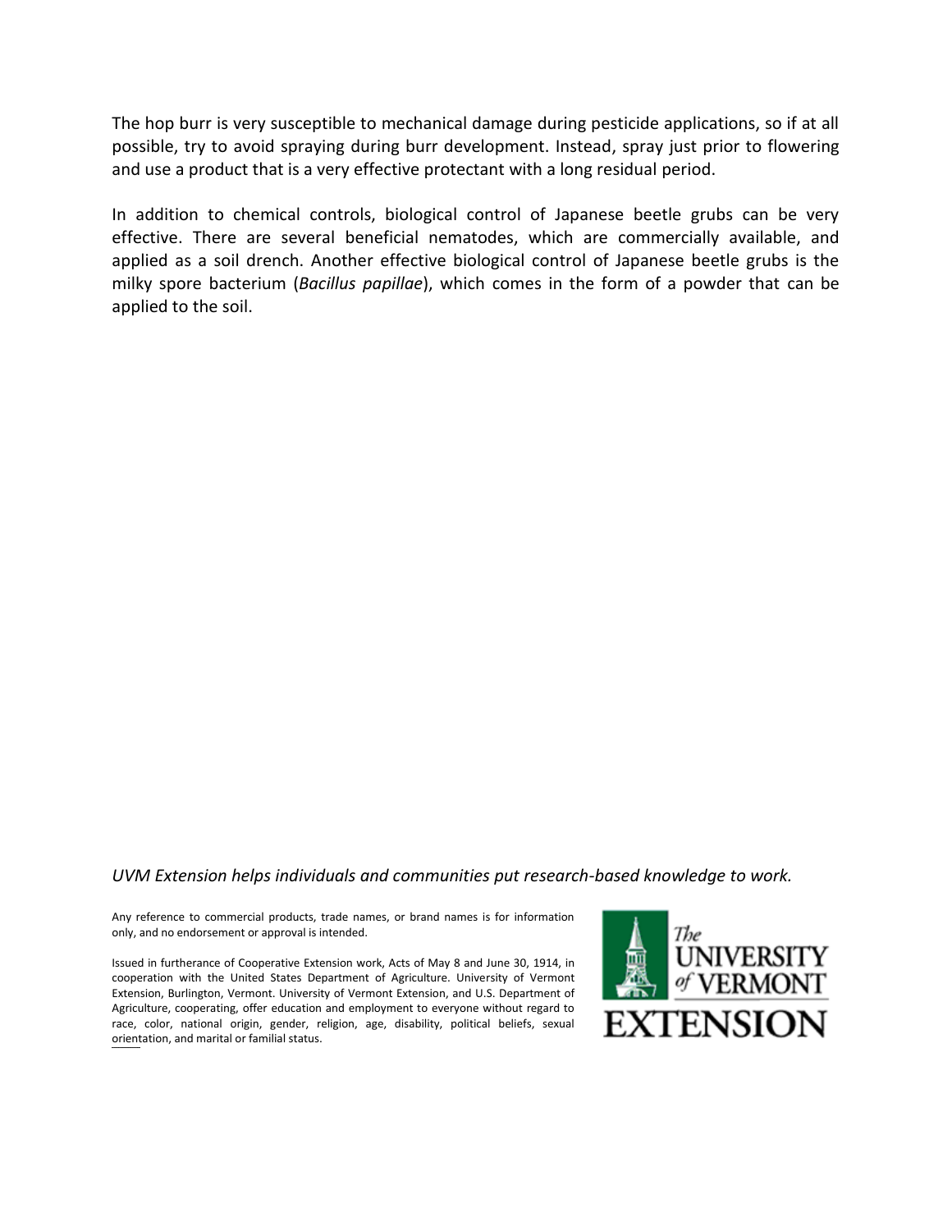The hop burr is very susceptible to mechanical damage during pesticide applications, so if at all possible, try to avoid spraying during burr development. Instead, spray just prior to flowering and use a product that is a very effective protectant with a long residual period.

In addition to chemical controls, biological control of Japanese beetle grubs can be very effective. There are several beneficial nematodes, which are commercially available, and applied as a soil drench. Another effective biological control of Japanese beetle grubs is the milky spore bacterium (*Bacillus papillae*), which comes in the form of a powder that can be applied to the soil.

*UVM Extension helps individuals and communities put research-based knowledge to work.*

Any reference to commercial products, trade names, or brand names is for information only, and no endorsement or approval is intended.

Issued in furtherance of Cooperative Extension work, Acts of May 8 and June 30, 1914, in cooperation with the United States Department of Agriculture. University of Vermont Extension, Burlington, Vermont. University of Vermont Extension, and U.S. Department of Agriculture, cooperating, offer education and employment to everyone without regard to race, color, national origin, gender, religion, age, disability, political beliefs, sexual orientation, and marital or familial status.

The UNIVERSITY of VERMONT EXTENSION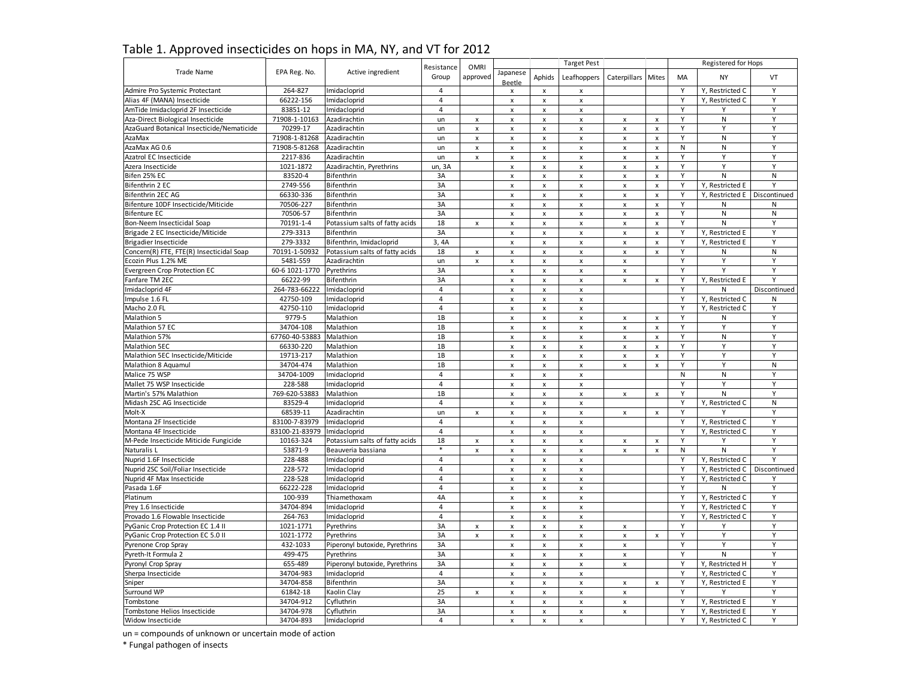## Table 1. Approved insecticides on hops in MA, NY, and VT for 2012

| Trade Name | EPA Reg. No. | Active ingredient | Resistance Group | OMRI approved | Target Pest | | | | | Registered for Hops | | |
|---|---|---|---|---|---|---|---|---|---|---|---|---|
| | | | | | Japanese Beetle | Aphids | Leafhoppers | Caterpillars | Mites | MA | NY | VT |
| Admire Pro Systemic Protectant | 264-827 | Imidacloprid | 4 | | x | x | x | | | Y | Y, Restricted C | Y |
| Alias 4F (MANA) Insecticide | 66222-156 | Imidacloprid | 4 | | x | x | x | | | Y | Y, Restricted C | Y |
| AmTide Imidacloprid 2F Insecticide | 83851-12 | Imidacloprid | 4 | | x | x | x | | | Y | Y | Y |
| Aza-Direct Biological Insecticide | 71908-1-10163 | Azadirachtin | un | x | x | x | x | x | x | Y | N | Y |
| AzaGuard Botanical Insecticide/Nematicide | 70299-17 | Azadirachtin | un | x | x | x | x | x | x | Y | Y | Y |
| AzaMax | 71908-1-81268 | Azadirachtin | un | x | x | x | x | x | x | Y | N | Y |
| AzaMax AG 0.6 | 71908-5-81268 | Azadirachtin | un | x | x | x | x | x | x | N | N | Y |
| Azatrol EC Insecticide | 2217-836 | Azadirachtin | un | x | x | x | x | x | x | Y | Y | Y |
| Azera Insecticide | 1021-1872 | Azadirachtin, Pyrethrins | un, 3A | | x | x | x | x | x | Y | Y | Y |
| Bifen 25% EC | 83520-4 | Bifenthrin | 3A | | x | x | x | x | x | Y | N | N |
| Bifenthrin 2 EC | 2749-556 | Bifenthrin | 3A | | x | x | x | x | x | Y | Y, Restricted E | Y |
| Bifenthrin 2EC AG | 66330-336 | Bifenthrin | 3A | | x | x | x | x | x | Y | Y, Restricted E | Discontinued |
| Bifenture 10DF Insecticide/Miticide | 70506-227 | Bifenthrin | 3A | | x | x | x | x | x | Y | N | N |
| Bifenture EC | 70506-57 | Bifenthrin | 3A | | x | x | x | x | x | Y | N | N |
| Bon-Neem Insecticidal Soap | 70191-1-4 | Potassium salts of fatty acids | 18 | x | x | x | x | x | x | Y | N | Y |
| Brigade 2 EC Insecticide/Miticide | 279-3313 | Bifenthrin | 3A | | x | x | x | x | x | Y | Y, Restricted E | Y |
| Brigadier Insecticide | 279-3332 | Bifenthrin, Imidacloprid | 3, 4A | | x | x | x | x | x | Y | Y, Restricted E | Y |
| Concern(R) FTE, FTE(R) Insecticidal Soap | 70191-1-50932 | Potassium salts of fatty acids | 18 | x | x | x | x | x | x | Y | N | N |
| Ecozin Plus 1.2% ME | 5481-559 | Azadirachtin | un | x | x | x | x | x | | Y | Y | Y |
| Evergreen Crop Protection EC | 60-6 1021-1770 | Pyrethrins | 3A | | x | x | x | x | | Y | Y | Y |
| Fanfare TM 2EC | 66222-99 | Bifenthrin | 3A | | x | x | x | x | x | Y | Y, Restricted E | Y |
| Imidacloprid 4F | 264-783-66222 | Imidacloprid | 4 | | x | x | x | | | Y | N | Discontinued |
| Impulse 1.6 FL | 42750-109 | Imidacloprid | 4 | | x | x | x | | | Y | Y, Restricted C | N |
| Macho 2.0 FL | 42750-110 | Imidacloprid | 4 | | x | x | x | | | Y | Y, Restricted C | Y |
| Malathion 5 | 9779-5 | Malathion | 1B | | x | x | x | x | x | Y | N | Y |
| Malathion 57 EC | 34704-108 | Malathion | 1B | | x | x | x | x | x | Y | Y | Y |
| Malathion 57% | 67760-40-53883 | Malathion | 1B | | x | x | x | x | x | Y | N | Y |
| Malathion 5EC | 66330-220 | Malathion | 1B | | x | x | x | x | x | Y | Y | Y |
| Malathion 5EC Insecticide/Miticide | 19713-217 | Malathion | 1B | | x | x | x | x | x | Y | Y | Y |
| Malathion 8 Aquamul | 34704-474 | Malathion | 1B | | x | x | x | x | x | Y | Y | N |
| Malice 75 WSP | 34704-1009 | Imidacloprid | 4 | | x | x | x | | | N | N | Y |
| Mallet 75 WSP Insecticide | 228-588 | Imidacloprid | 4 | | x | x | x | | | Y | Y | Y |
| Martin's 57% Malathion | 769-620-53883 | Malathion | 1B | | x | x | x | x | x | Y | N | Y |
| Midash 2SC AG Insecticide | 83529-4 | Imidacloprid | 4 | | x | x | x | | | Y | Y, Restricted C | N |
| Molt-X | 68539-11 | Azadirachtin | un | x | x | x | x | x | x | Y | Y | Y |
| Montana 2F Insecticide | 83100-7-83979 | Imidacloprid | 4 | | x | x | x | | | Y | Y, Restricted C | Y |
| Montana 4F Insecticide | 83100-21-83979 | Imidacloprid | 4 | | x | x | x | | | Y | Y, Restricted C | Y |
| M-Pede Insecticide Miticide Fungicide | 10163-324 | Potassium salts of fatty acids | 18 | x | x | x | x | x | x | Y | Y | Y |
| Naturalis L | 53871-9 | Beauveria bassiana | * | x | x | x | x | x | x | N | N | Y |
| Nuprid 1.6F Insecticide | 228-488 | Imidacloprid | 4 | | x | x | x | | | Y | Y, Restricted C | Y |
| Nuprid 2SC Soil/Foliar Insecticide | 228-572 | Imidacloprid | 4 | | x | x | x | | | Y | Y, Restricted C | Discontinued |
| Nuprid 4F Max Insecticide | 228-528 | Imidacloprid | 4 | | x | x | x | | | Y | Y, Restricted C | Y |
| Pasada 1.6F | 66222-228 | Imidacloprid | 4 | | x | x | x | | | Y | N | Y |
| Platinum | 100-939 | Thiamethoxam | 4A | | x | x | x | | | Y | Y, Restricted C | Y |
| Prey 1.6 Insecticide | 34704-894 | Imidacloprid | 4 | | x | x | x | | | Y | Y, Restricted C | Y |
| Provado 1.6 Flowable Insecticide | 264-763 | Imidacloprid | 4 | | x | x | x | | | Y | Y, Restricted C | Y |
| PyGanic Crop Protection EC 1.4 II | 1021-1771 | Pyrethrins | 3A | x | x | x | x | x | | Y | Y | Y |
| PyGanic Crop Protection EC 5.0 II | 1021-1772 | Pyrethrins | 3A | x | x | x | x | x | x | Y | Y | Y |
| Pyrenone Crop Spray | 432-1033 | Piperonyl butoxide, Pyrethrins | 3A | | x | x | x | x | | Y | Y | Y |
| Pyreth-It Formula 2 | 499-475 | Pyrethrins | 3A | | x | x | x | x | | Y | N | Y |
| Pyronyl Crop Spray | 655-489 | Piperonyl butoxide, Pyrethrins | 3A | | x | x | x | x | | Y | Y, Restricted H | Y |
| Sherpa Insecticide | 34704-983 | Imidacloprid | 4 | | x | x | x | | | Y | Y, Restricted C | Y |
| Sniper | 34704-858 | Bifenthrin | 3A | | x | x | x | x | x | Y | Y, Restricted E | Y |
| Surround WP | 61842-18 | Kaolin Clay | 25 | x | x | x | x | x | | Y | Y | Y |
| Tombstone | 34704-912 | Cyfluthrin | 3A | | x | x | x | x | | Y | Y, Restricted E | Y |
| Tombstone Helios Insecticide | 34704-978 | Cyfluthrin | 3A | | x | x | x | x | | Y | Y, Restricted E | Y |
| Widow Insecticide | 34704-893 | Imidacloprid | 4 | | x | x | x | | | Y | Y, Restricted C | Y |

un = compounds of unknown or uncertain mode of action

* Fungal pathogen of insects